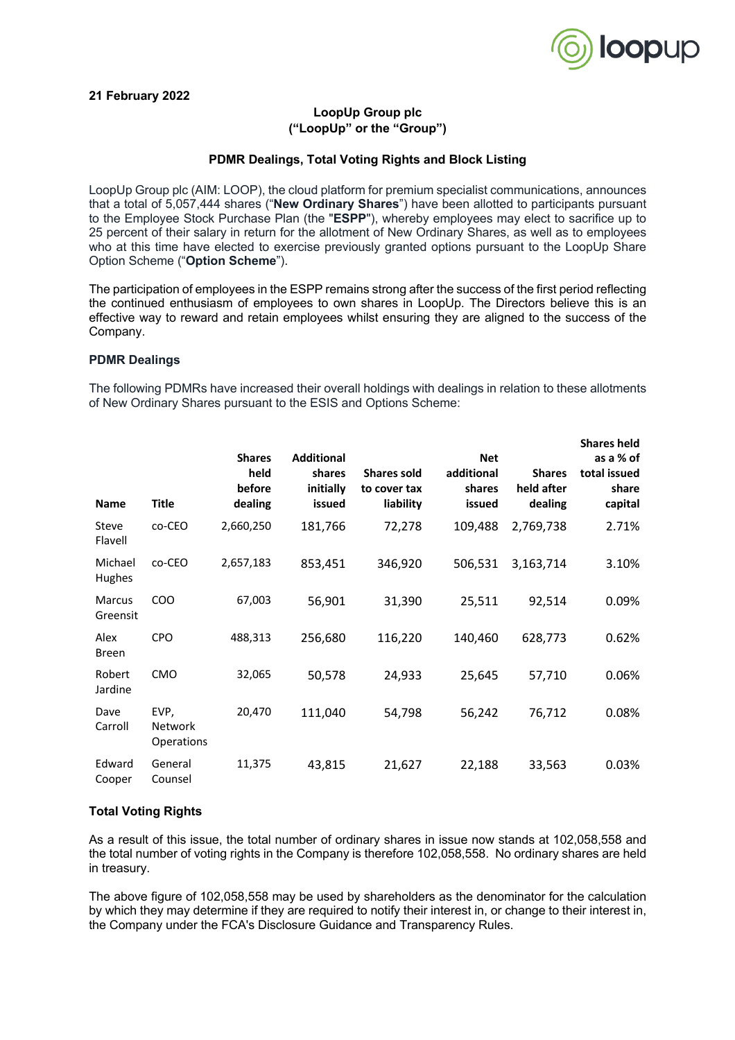21 February 2022

**LoopUp Group plc**
**("LoopUp" or the "Group")**

**PDMR Dealings, Total Voting Rights and Block Listing**

LoopUp Group plc (AIM: LOOP), the cloud platform for premium specialist communications, announces that a total of 5,057,444 shares ("**New Ordinary Shares**") have been allotted to participants pursuant to the Employee Stock Purchase Plan (the "**ESPP**"), whereby employees may elect to sacrifice up to 25 percent of their salary in return for the allotment of New Ordinary Shares, as well as to employees who at this time have elected to exercise previously granted options pursuant to the LoopUp Share Option Scheme ("**Option Scheme**").

The participation of employees in the ESPP remains strong after the success of the first period reflecting the continued enthusiasm of employees to own shares in LoopUp. The Directors believe this is an effective way to reward and retain employees whilst ensuring they are aligned to the success of the Company.

**PDMR Dealings**

The following PDMRs have increased their overall holdings with dealings in relation to these allotments of New Ordinary Shares pursuant to the ESIS and Options Scheme:

| Name | Title | Shares held before dealing | Additional shares initially issued | Shares sold to cover tax liability | Net additional shares issued | Shares held after dealing | Shares held as a % of total issued share capital |
|---|---|---|---|---|---|---|---|
| Steve Flavell | co-CEO | 2,660,250 | 181,766 | 72,278 | 109,488 | 2,769,738 | 2.71% |
| Michael Hughes | co-CEO | 2,657,183 | 853,451 | 346,920 | 506,531 | 3,163,714 | 3.10% |
| Marcus Greensit | COO | 67,003 | 56,901 | 31,390 | 25,511 | 92,514 | 0.09% |
| Alex Breen | CPO | 488,313 | 256,680 | 116,220 | 140,460 | 628,773 | 0.62% |
| Robert Jardine | CMO | 32,065 | 50,578 | 24,933 | 25,645 | 57,710 | 0.06% |
| Dave Carroll | EVP, Network Operations | 20,470 | 111,040 | 54,798 | 56,242 | 76,712 | 0.08% |
| Edward Cooper | General Counsel | 11,375 | 43,815 | 21,627 | 22,188 | 33,563 | 0.03% |

**Total Voting Rights**

As a result of this issue, the total number of ordinary shares in issue now stands at 102,058,558 and the total number of voting rights in the Company is therefore 102,058,558. No ordinary shares are held in treasury.

The above figure of 102,058,558 may be used by shareholders as the denominator for the calculation by which they may determine if they are required to notify their interest in, or change to their interest in, the Company under the FCA's Disclosure Guidance and Transparency Rules.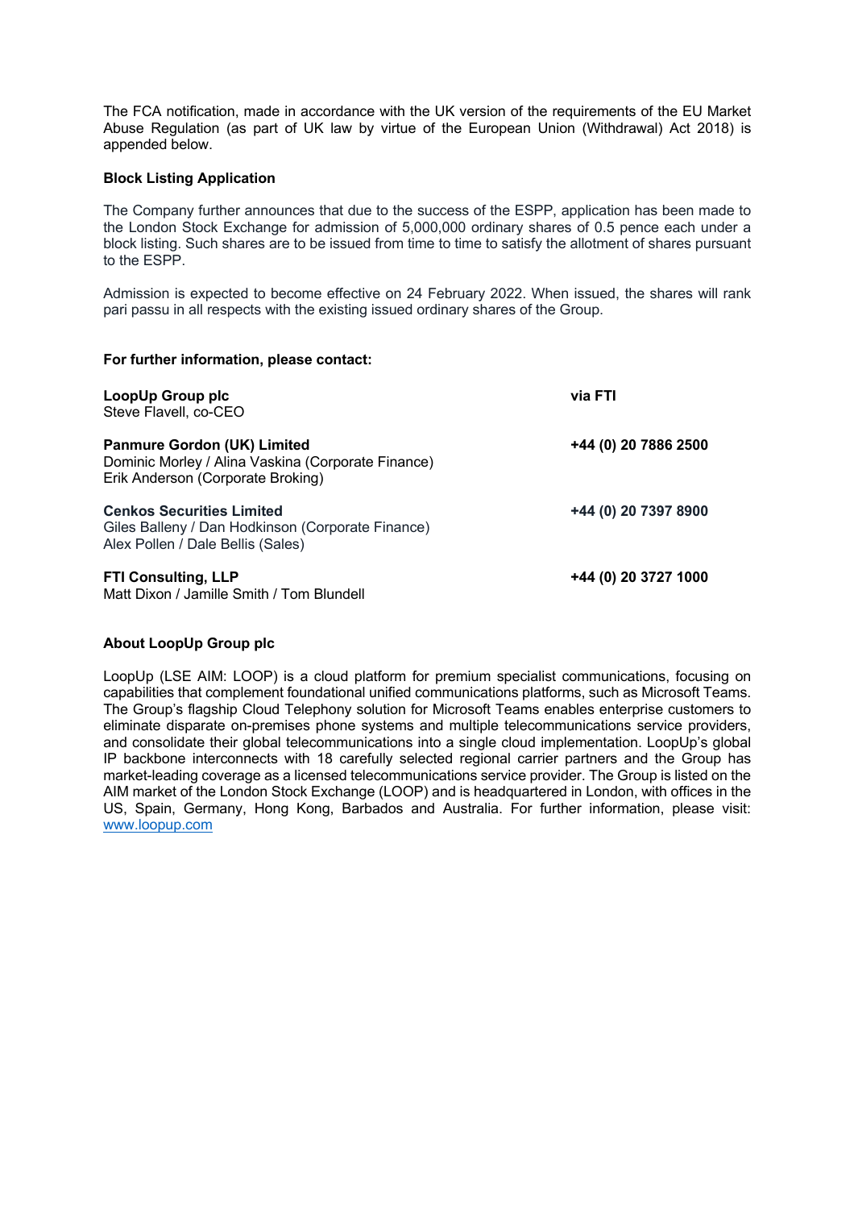The FCA notification, made in accordance with the UK version of the requirements of the EU Market Abuse Regulation (as part of UK law by virtue of the European Union (Withdrawal) Act 2018) is appended below.

**Block Listing Application**

The Company further announces that due to the success of the ESPP, application has been made to the London Stock Exchange for admission of 5,000,000 ordinary shares of 0.5 pence each under a block listing. Such shares are to be issued from time to time to satisfy the allotment of shares pursuant to the ESPP.

Admission is expected to become effective on 24 February 2022. When issued, the shares will rank pari passu in all respects with the existing issued ordinary shares of the Group.

**For further information, please contact:**

| | |
|---|---|
| **LoopUp Group plc**<br>Steve Flavell, co-CEO | **via FTI** |
| **Panmure Gordon (UK) Limited**<br>Dominic Morley / Alina Vaskina (Corporate Finance)<br>Erik Anderson (Corporate Broking) | **+44 (0) 20 7886 2500** |
| **Cenkos Securities Limited**<br>Giles Balleny / Dan Hodkinson (Corporate Finance)<br>Alex Pollen / Dale Bellis (Sales) | **+44 (0) 20 7397 8900** |
| **FTI Consulting, LLP**<br>Matt Dixon / Jamille Smith / Tom Blundell | **+44 (0) 20 3727 1000** |

**About LoopUp Group plc**

LoopUp (LSE AIM: LOOP) is a cloud platform for premium specialist communications, focusing on capabilities that complement foundational unified communications platforms, such as Microsoft Teams. The Group's flagship Cloud Telephony solution for Microsoft Teams enables enterprise customers to eliminate disparate on-premises phone systems and multiple telecommunications service providers, and consolidate their global telecommunications into a single cloud implementation. LoopUp's global IP backbone interconnects with 18 carefully selected regional carrier partners and the Group has market-leading coverage as a licensed telecommunications service provider. The Group is listed on the AIM market of the London Stock Exchange (LOOP) and is headquartered in London, with offices in the US, Spain, Germany, Hong Kong, Barbados and Australia. For further information, please visit: www.loopup.com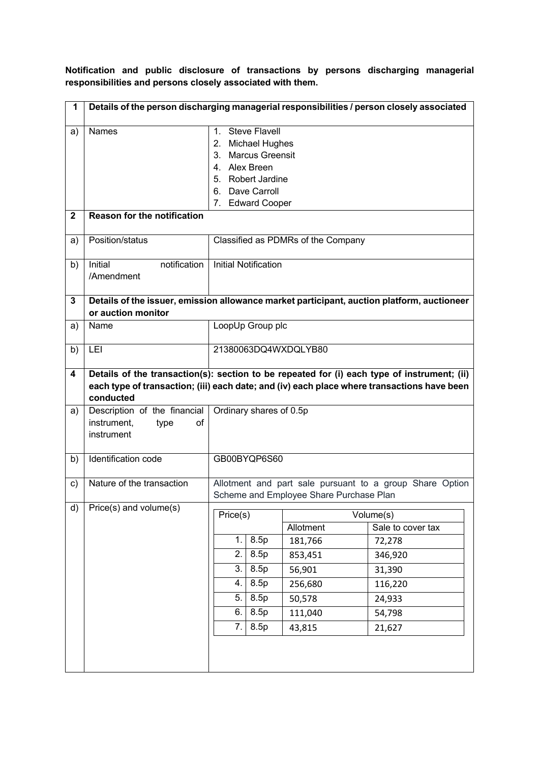**Notification and public disclosure of transactions by persons discharging managerial responsibilities and persons closely associated with them.**

| | | |
|---|---|---|
| **1** | **Details of the person discharging managerial responsibilities / person closely associated** | |
| a) | Names | 1. Steve Flavell<br>2. Michael Hughes<br>3. Marcus Greensit<br>4. Alex Breen<br>5. Robert Jardine<br>6. Dave Carroll<br>7. Edward Cooper |
| **2** | **Reason for the notification** | |
| a) | Position/status | Classified as PDMRs of the Company |
| b) | Initial notification /Amendment | Initial Notification |
| **3** | **Details of the issuer, emission allowance market participant, auction platform, auctioneer or auction monitor** | |
| a) | Name | LoopUp Group plc |
| b) | LEI | 21380063DQ4WXDQLYB80 |
| **4** | **Details of the transaction(s): section to be repeated for (i) each type of instrument; (ii) each type of transaction; (iii) each date; and (iv) each place where transactions have been conducted** | |
| a) | Description of the financial instrument, type of instrument | Ordinary shares of 0.5p |
| b) | Identification code | GB00BYQP6S60 |
| c) | Nature of the transaction | Allotment and part sale pursuant to a group Share Option Scheme and Employee Share Purchase Plan |
| d) | Price(s) and volume(s) | See table below |

| | Price(s) | Volume(s) | |
|---|---|---|---|
| | | Allotment | Sale to cover tax |
| 1. | 8.5p | 181,766 | 72,278 |
| 2. | 8.5p | 853,451 | 346,920 |
| 3. | 8.5p | 56,901 | 31,390 |
| 4. | 8.5p | 256,680 | 116,220 |
| 5. | 8.5p | 50,578 | 24,933 |
| 6. | 8.5p | 111,040 | 54,798 |
| 7. | 8.5p | 43,815 | 21,627 |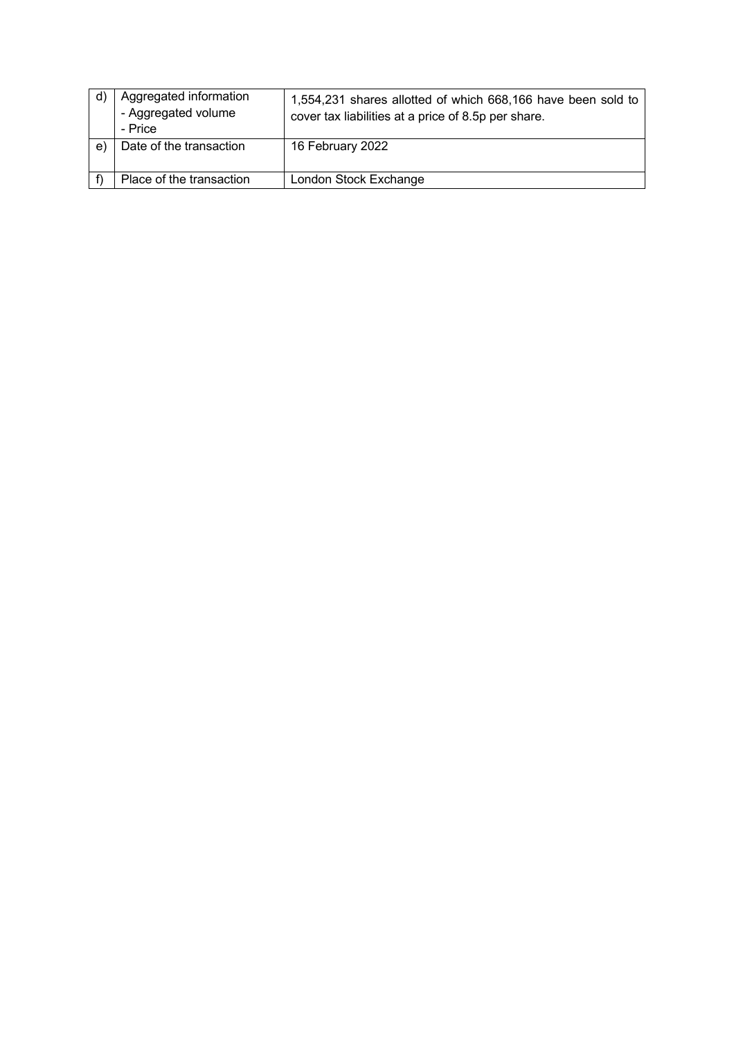| | | |
|---|---|---|
| d) | Aggregated information<br>- Aggregated volume<br>- Price | 1,554,231 shares allotted of which 668,166 have been sold to cover tax liabilities at a price of 8.5p per share. |
| e) | Date of the transaction | 16 February 2022 |
| f) | Place of the transaction | London Stock Exchange |